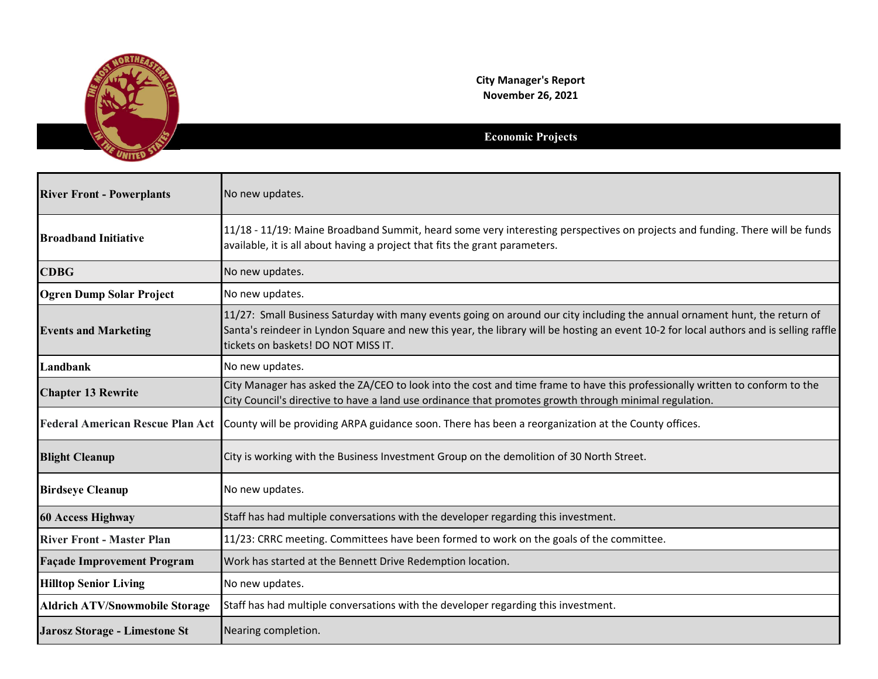**City Manager's Report**
**November 26, 2021**

## Economic Projects

| | |
|---|---|
| **River Front - Powerplants** | No new updates. |
| **Broadband Initiative** | 11/18 - 11/19: Maine Broadband Summit, heard some very interesting perspectives on projects and funding. There will be funds available, it is all about having a project that fits the grant parameters. |
| **CDBG** | No new updates. |
| **Ogren Dump Solar Project** | No new updates. |
| **Events and Marketing** | 11/27: Small Business Saturday with many events going on around our city including the annual ornament hunt, the return of Santa's reindeer in Lyndon Square and new this year, the library will be hosting an event 10-2 for local authors and is selling raffle tickets on baskets! DO NOT MISS IT. |
| **Landbank** | No new updates. |
| **Chapter 13 Rewrite** | City Manager has asked the ZA/CEO to look into the cost and time frame to have this professionally written to conform to the City Council's directive to have a land use ordinance that promotes growth through minimal regulation. |
| **Federal American Rescue Plan Act** | County will be providing ARPA guidance soon. There has been a reorganization at the County offices. |
| **Blight Cleanup** | City is working with the Business Investment Group on the demolition of 30 North Street. |
| **Birdseye Cleanup** | No new updates. |
| **60 Access Highway** | Staff has had multiple conversations with the developer regarding this investment. |
| **River Front - Master Plan** | 11/23: CRRC meeting. Committees have been formed to work on the goals of the committee. |
| **Façade Improvement Program** | Work has started at the Bennett Drive Redemption location. |
| **Hilltop Senior Living** | No new updates. |
| **Aldrich ATV/Snowmobile Storage** | Staff has had multiple conversations with the developer regarding this investment. |
| **Jarosz Storage - Limestone St** | Nearing completion. |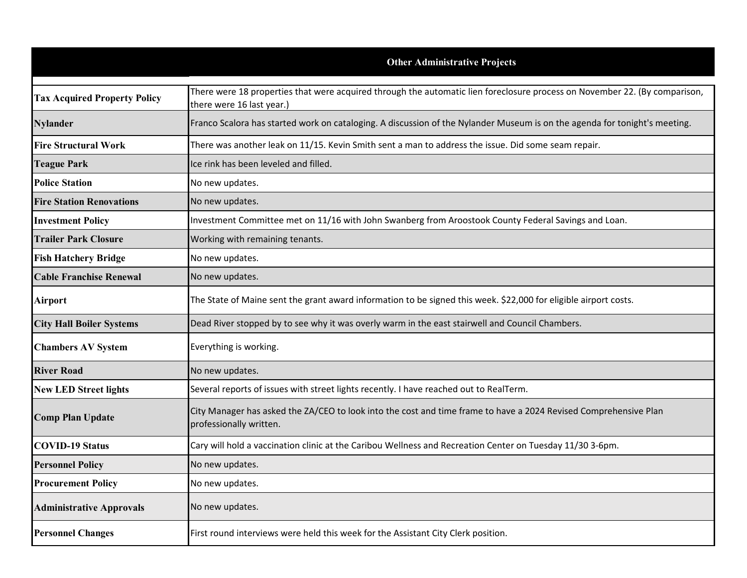| | Other Administrative Projects |
|---|---|
| **Tax Acquired Property Policy** | There were 18 properties that were acquired through the automatic lien foreclosure process on November 22. (By comparison, there were 16 last year.) |
| **Nylander** | Franco Scalora has started work on cataloging. A discussion of the Nylander Museum is on the agenda for tonight's meeting. |
| **Fire Structural Work** | There was another leak on 11/15. Kevin Smith sent a man to address the issue. Did some seam repair. |
| **Teague Park** | Ice rink has been leveled and filled. |
| **Police Station** | No new updates. |
| **Fire Station Renovations** | No new updates. |
| **Investment Policy** | Investment Committee met on 11/16 with John Swanberg from Aroostook County Federal Savings and Loan. |
| **Trailer Park Closure** | Working with remaining tenants. |
| **Fish Hatchery Bridge** | No new updates. |
| **Cable Franchise Renewal** | No new updates. |
| **Airport** | The State of Maine sent the grant award information to be signed this week. $22,000 for eligible airport costs. |
| **City Hall Boiler Systems** | Dead River stopped by to see why it was overly warm in the east stairwell and Council Chambers. |
| **Chambers AV System** | Everything is working. |
| **River Road** | No new updates. |
| **New LED Street lights** | Several reports of issues with street lights recently. I have reached out to RealTerm. |
| **Comp Plan Update** | City Manager has asked the ZA/CEO to look into the cost and time frame to have a 2024 Revised Comprehensive Plan professionally written. |
| **COVID-19 Status** | Cary will hold a vaccination clinic at the Caribou Wellness and Recreation Center on Tuesday 11/30 3-6pm. |
| **Personnel Policy** | No new updates. |
| **Procurement Policy** | No new updates. |
| **Administrative Approvals** | No new updates. |
| **Personnel Changes** | First round interviews were held this week for the Assistant City Clerk position. |